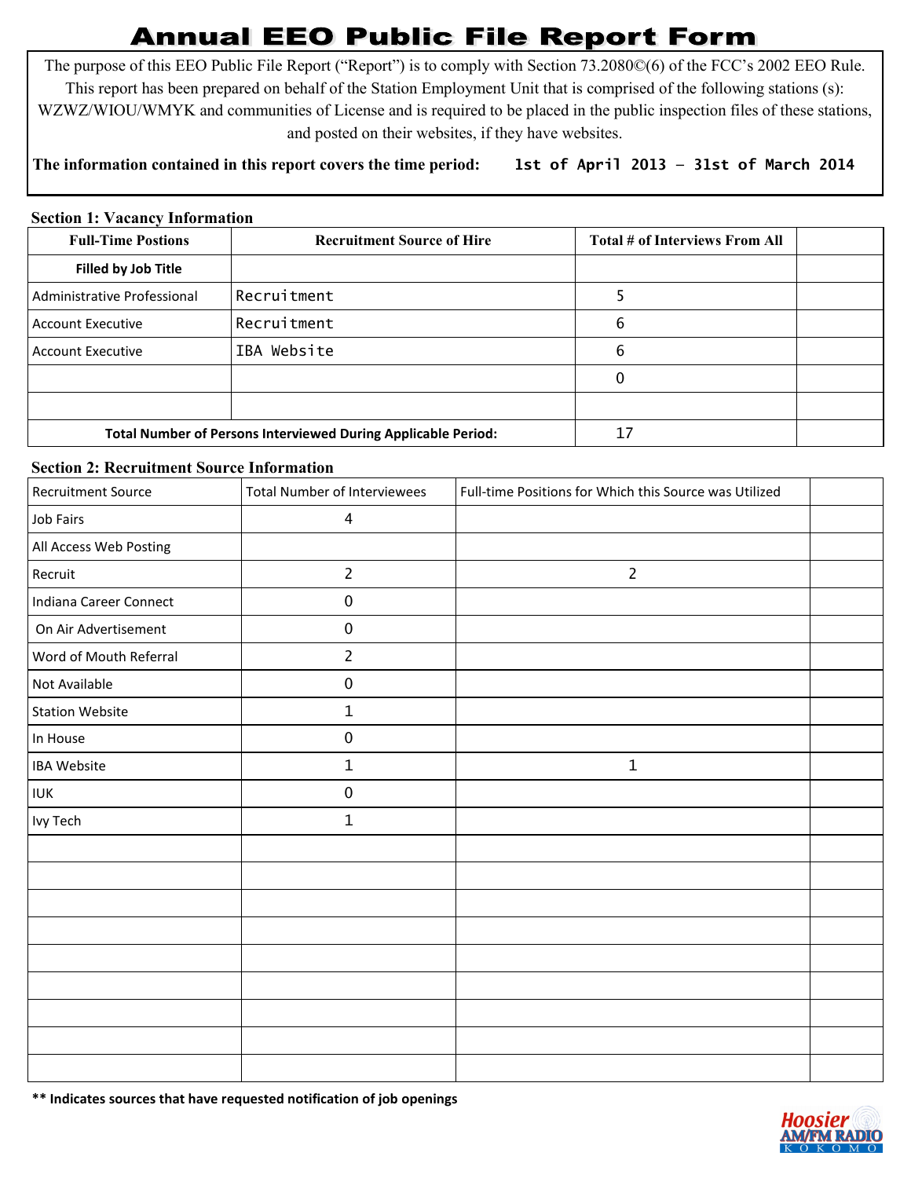# Annual EEO Public File Report Form

The purpose of this EEO Public File Report ("Report") is to comply with Section 73.2080©(6) of the FCC's 2002 EEO Rule. This report has been prepared on behalf of the Station Employment Unit that is comprised of the following stations (s): WZWZ/WIOU/WMYK and communities of License and is required to be placed in the public inspection files of these stations, and posted on their websites, if they have websites.

**The information contained in this report covers the time period:** 1st of April 2013 – 31st of March 2014

### Section 1: Vacancy Information

| Full-Time Postions | Recruitment Source of Hire | Total # of Interviews From All | |
|---|---|---|---|
| **Filled by Job Title** | | | |
| Administrative Professional | Recruitment | 5 | |
| Account Executive | Recruitment | 6 | |
| Account Executive | IBA Website | 6 | |
| | | 0 | |
| | | | |
| **Total Number of Persons Interviewed During Applicable Period:** | | 17 | |

### Section 2: Recruitment Source Information

| Recruitment Source | Total Number of Interviewees | Full-time Positions for Which this Source was Utilized | |
|---|---|---|---|
| Job Fairs | 4 | | |
| All Access Web Posting | | | |
| Recruit | 2 | 2 | |
| Indiana Career Connect | 0 | | |
| On Air Advertisement | 0 | | |
| Word of Mouth Referral | 2 | | |
| Not Available | 0 | | |
| Station Website | 1 | | |
| In House | 0 | | |
| IBA Website | 1 | 1 | |
| IUK | 0 | | |
| Ivy Tech | 1 | | |
| | | | |
| | | | |
| | | | |
| | | | |
| | | | |
| | | | |
| | | | |
| | | | |
| | | | |

**** Indicates sources that have requested notification of job openings**

Hoosier AM/FM RADIO KOKOMO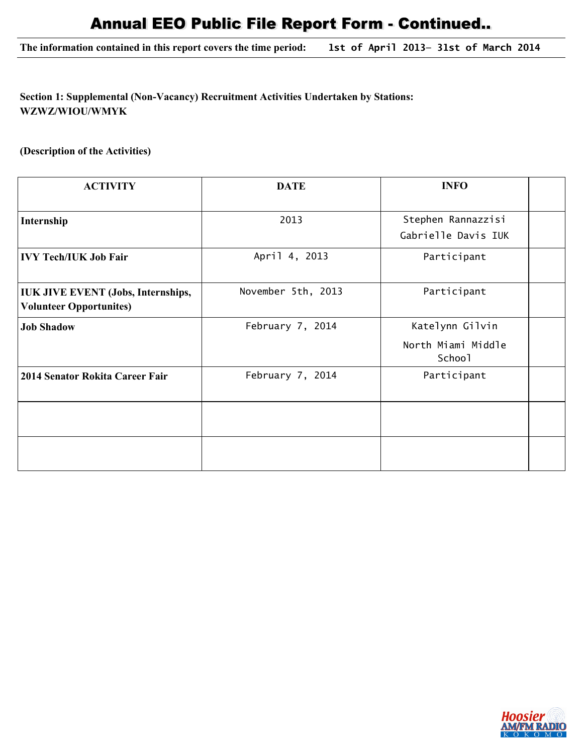# Annual EEO Public File Report Form - Continued..

**The information contained in this report covers the time period:** 1st of April 2013– 31st of March 2014

**Section 1: Supplemental (Non-Vacancy) Recruitment Activities Undertaken by Stations: WZWZ/WIOU/WMYK**

**(Description of the Activities)**

| ACTIVITY | DATE | INFO | |
|---|---|---|---|
| **Internship** | 2013 | Stephen Rannazzisi<br>Gabrielle Davis IUK | |
| **IVY Tech/IUK Job Fair** | April 4, 2013 | Participant | |
| **IUK JIVE EVENT (Jobs, Internships, Volunteer Opportunites)** | November 5th, 2013 | Participant | |
| **Job Shadow** | February 7, 2014 | Katelynn Gilvin<br>North Miami Middle School | |
| **2014 Senator Rokita Career Fair** | February 7, 2014 | Participant | |
| | | | |
| | | | |

Hoosier AM/FM RADIO KOKOMO